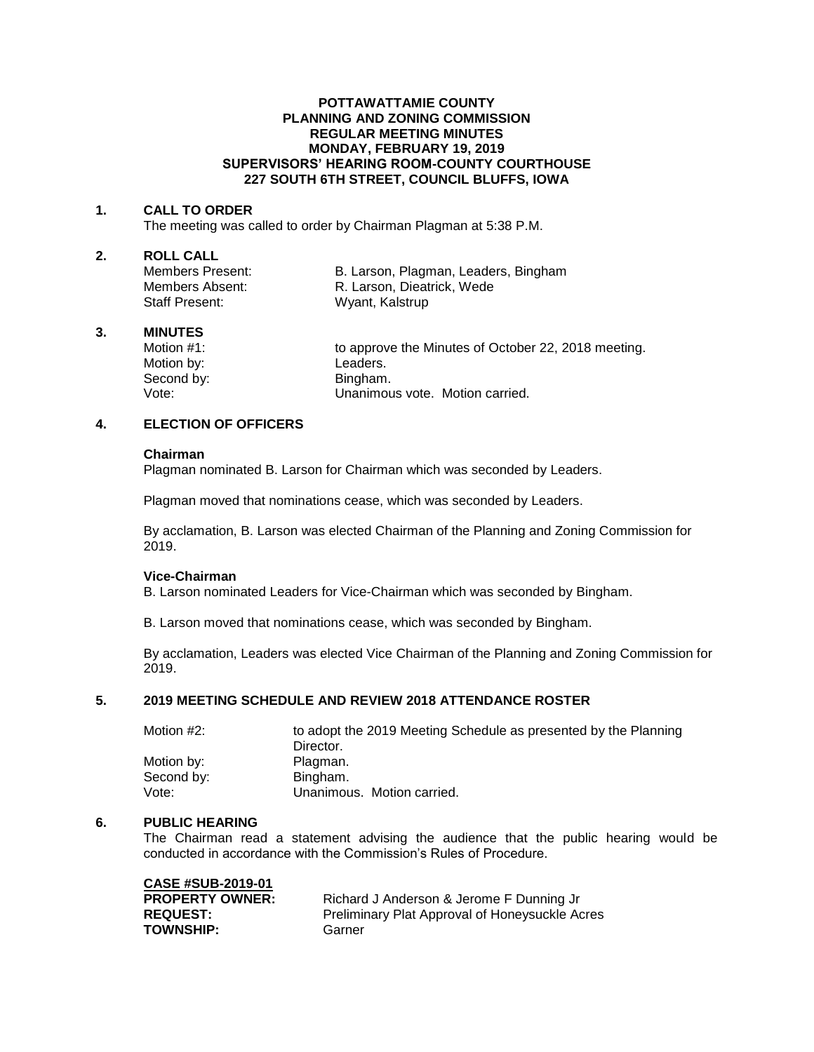**POTTAWATTAMIE COUNTY**
**PLANNING AND ZONING COMMISSION**
**REGULAR MEETING MINUTES**
**MONDAY, FEBRUARY 19, 2019**
**SUPERVISORS' HEARING ROOM-COUNTY COURTHOUSE**
**227 SOUTH 6TH STREET, COUNCIL BLUFFS, IOWA**

## 1. CALL TO ORDER

The meeting was called to order by Chairman Plagman at 5:38 P.M.

## 2. ROLL CALL

| | |
|---|---|
| Members Present: | B. Larson, Plagman, Leaders, Bingham |
| Members Absent: | R. Larson, Dieatrick, Wede |
| Staff Present: | Wyant, Kalstrup |

## 3. MINUTES

| | |
|---|---|
| Motion #1: | to approve the Minutes of October 22, 2018 meeting. |
| Motion by: | Leaders. |
| Second by: | Bingham. |
| Vote: | Unanimous vote. Motion carried. |

## 4. ELECTION OF OFFICERS

**Chairman**

Plagman nominated B. Larson for Chairman which was seconded by Leaders.

Plagman moved that nominations cease, which was seconded by Leaders.

By acclamation, B. Larson was elected Chairman of the Planning and Zoning Commission for 2019.

**Vice-Chairman**

B. Larson nominated Leaders for Vice-Chairman which was seconded by Bingham.

B. Larson moved that nominations cease, which was seconded by Bingham.

By acclamation, Leaders was elected Vice Chairman of the Planning and Zoning Commission for 2019.

## 5. 2019 MEETING SCHEDULE AND REVIEW 2018 ATTENDANCE ROSTER

| | |
|---|---|
| Motion #2: | to adopt the 2019 Meeting Schedule as presented by the Planning Director. |
| Motion by: | Plagman. |
| Second by: | Bingham. |
| Vote: | Unanimous. Motion carried. |

## 6. PUBLIC HEARING

The Chairman read a statement advising the audience that the public hearing would be conducted in accordance with the Commission's Rules of Procedure.

**CASE #SUB-2019-01**

| | |
|---|---|
| **PROPERTY OWNER:** | Richard J Anderson & Jerome F Dunning Jr |
| **REQUEST:** | Preliminary Plat Approval of Honeysuckle Acres |
| **TOWNSHIP:** | Garner |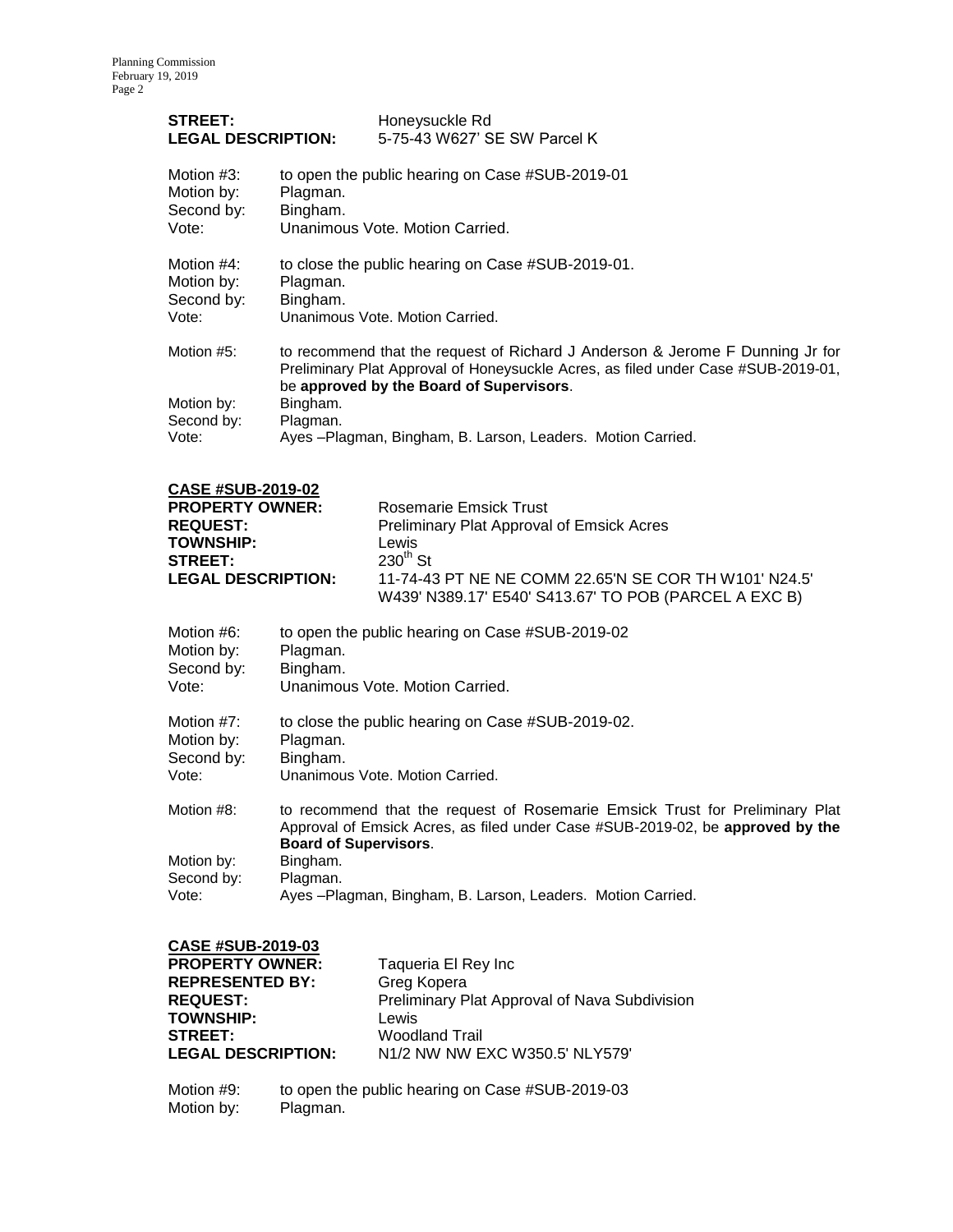**STREET:** Honeysuckle Rd
**LEGAL DESCRIPTION:** 5-75-43 W627' SE SW Parcel K

Motion #3: to open the public hearing on Case #SUB-2019-01
Motion by: Plagman.
Second by: Bingham.
Vote: Unanimous Vote. Motion Carried.

Motion #4: to close the public hearing on Case #SUB-2019-01.
Motion by: Plagman.
Second by: Bingham.
Vote: Unanimous Vote. Motion Carried.

Motion #5: to recommend that the request of Richard J Anderson & Jerome F Dunning Jr for Preliminary Plat Approval of Honeysuckle Acres, as filed under Case #SUB-2019-01, be **approved by the Board of Supervisors**.
Motion by: Bingham.
Second by: Plagman.
Vote: Ayes –Plagman, Bingham, B. Larson, Leaders. Motion Carried.

**CASE #SUB-2019-02**
**PROPERTY OWNER:** Rosemarie Emsick Trust
**REQUEST:** Preliminary Plat Approval of Emsick Acres
**TOWNSHIP:** Lewis
**STREET:** 230th St
**LEGAL DESCRIPTION:** 11-74-43 PT NE NE COMM 22.65'N SE COR TH W101' N24.5' W439' N389.17' E540' S413.67' TO POB (PARCEL A EXC B)

Motion #6: to open the public hearing on Case #SUB-2019-02
Motion by: Plagman.
Second by: Bingham.
Vote: Unanimous Vote. Motion Carried.

Motion #7: to close the public hearing on Case #SUB-2019-02.
Motion by: Plagman.
Second by: Bingham.
Vote: Unanimous Vote. Motion Carried.

Motion #8: to recommend that the request of Rosemarie Emsick Trust for Preliminary Plat Approval of Emsick Acres, as filed under Case #SUB-2019-02, be **approved by the Board of Supervisors**.
Motion by: Bingham.
Second by: Plagman.
Vote: Ayes –Plagman, Bingham, B. Larson, Leaders. Motion Carried.

**CASE #SUB-2019-03**
**PROPERTY OWNER:** Taqueria El Rey Inc
**REPRESENTED BY:** Greg Kopera
**REQUEST:** Preliminary Plat Approval of Nava Subdivision
**TOWNSHIP:** Lewis
**STREET:** Woodland Trail
**LEGAL DESCRIPTION:** N1/2 NW NW EXC W350.5' NLY579'

Motion #9: to open the public hearing on Case #SUB-2019-03
Motion by: Plagman.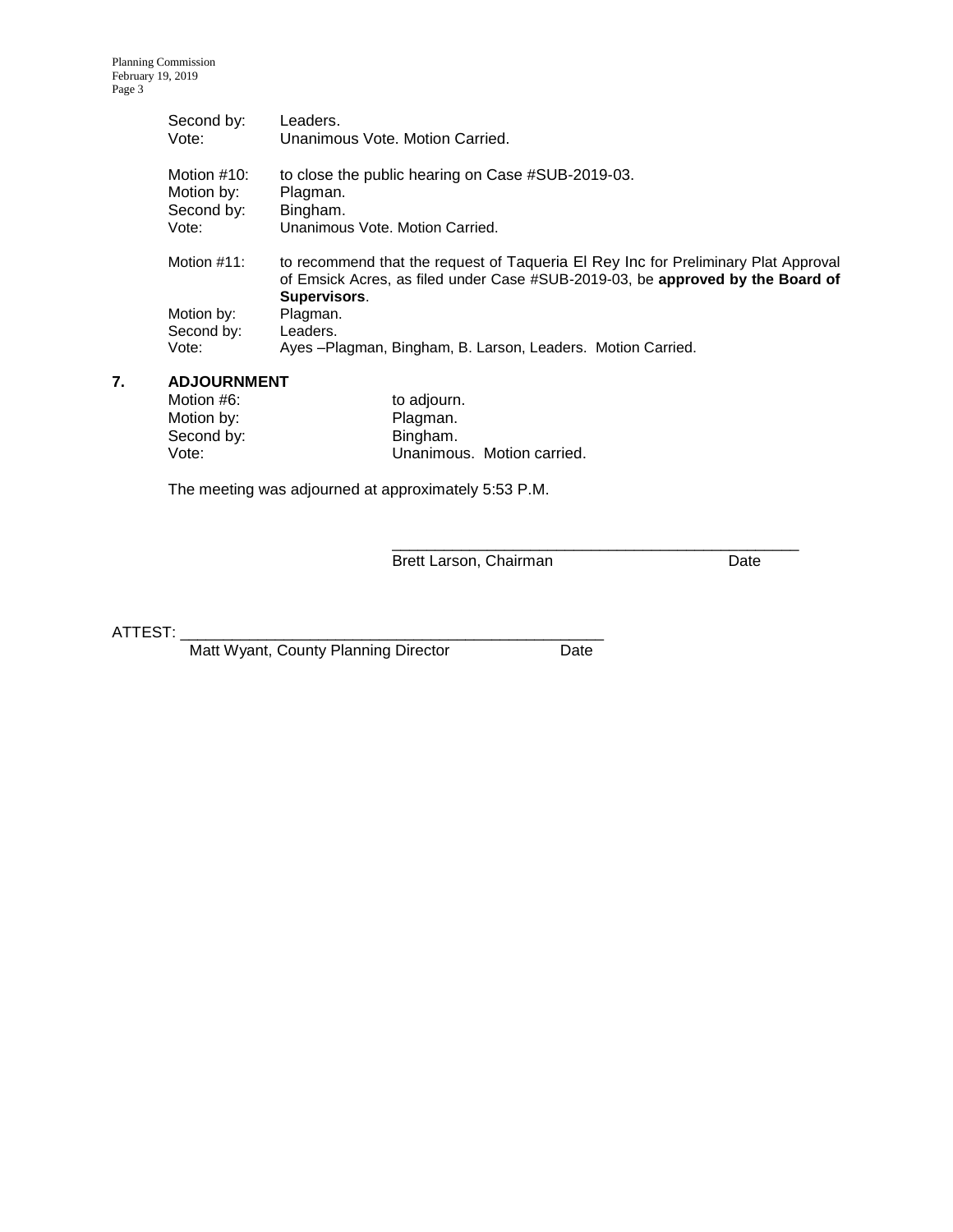Second by: Leaders.
Vote: Unanimous Vote. Motion Carried.

Motion #10: to close the public hearing on Case #SUB-2019-03.
Motion by: Plagman.
Second by: Bingham.
Vote: Unanimous Vote. Motion Carried.

Motion #11: to recommend that the request of Taqueria El Rey Inc for Preliminary Plat Approval of Emsick Acres, as filed under Case #SUB-2019-03, be **approved by the Board of Supervisors**.
Motion by: Plagman.
Second by: Leaders.
Vote: Ayes –Plagman, Bingham, B. Larson, Leaders. Motion Carried.

## 7. ADJOURNMENT

Motion #6: to adjourn.
Motion by: Plagman.
Second by: Bingham.
Vote: Unanimous. Motion carried.

The meeting was adjourned at approximately 5:53 P.M.

_______________________________________________
Brett Larson, Chairman Date

ATTEST: _______________________________________________
Matt Wyant, County Planning Director Date